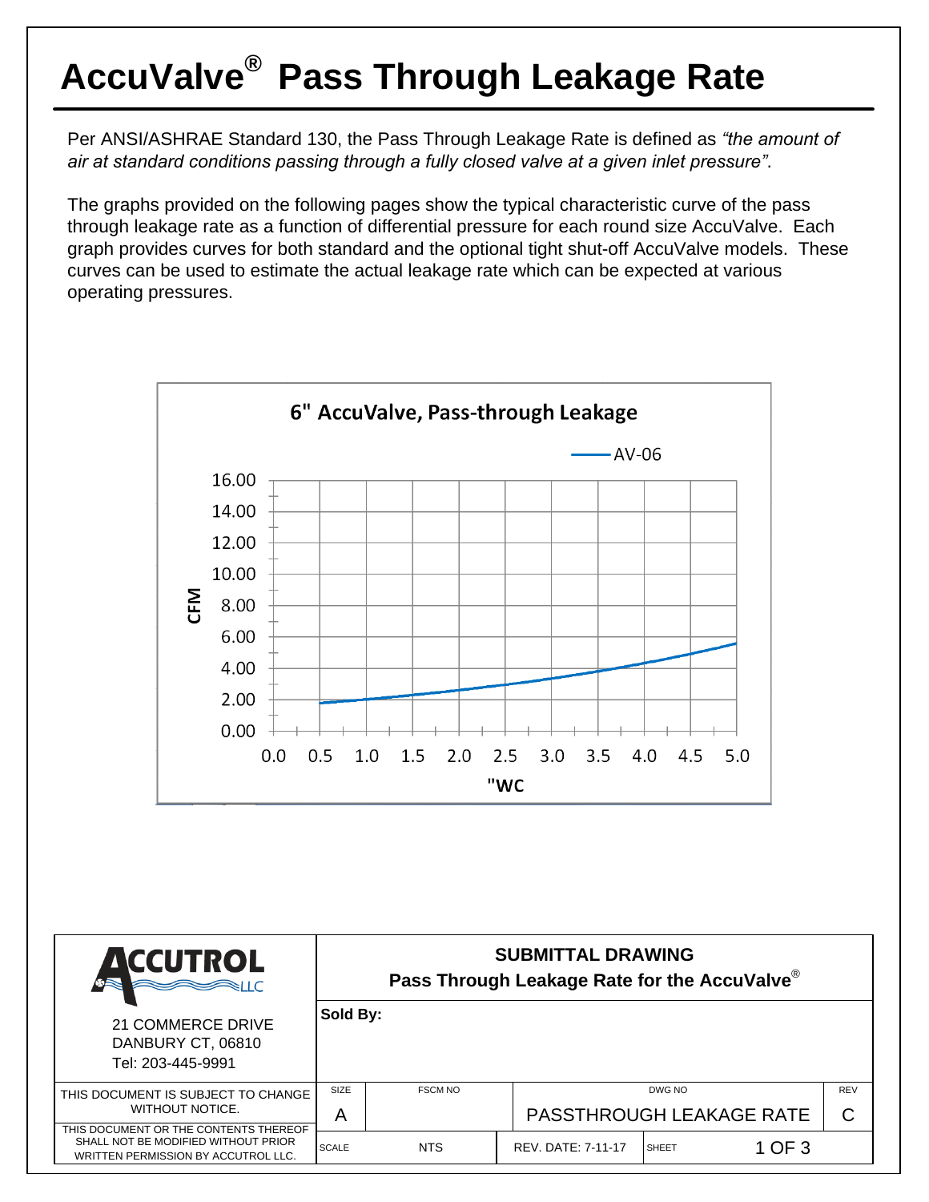# AccuValve® Pass Through Leakage Rate

Per ANSI/ASHRAE Standard 130, the Pass Through Leakage Rate is defined as *"the amount of air at standard conditions passing through a fully closed valve at a given inlet pressure"*.

The graphs provided on the following pages show the typical characteristic curve of the pass through leakage rate as a function of differential pressure for each round size AccuValve. Each graph provides curves for both standard and the optional tight shut-off AccuValve models. These curves can be used to estimate the actual leakage rate which can be expected at various operating pressures.

**6" AccuValve, Pass-through Leakage**

AV-06

CFM

0.00, 2.00, 4.00, 6.00, 8.00, 10.00, 12.00, 14.00, 16.00

"WC

0.0, 0.5, 1.0, 1.5, 2.0, 2.5, 3.0, 3.5, 4.0, 4.5, 5.0

| ACCUTROL LLC<br>21 COMMERCE DRIVE<br>DANBURY CT, 06810<br>Tel: 203-445-9991 | **SUBMITTAL DRAWING**<br>**Pass Through Leakage Rate for the AccuValve®** | | | |
|---|---|---|---|---|
| | **Sold By:** | | | |
| THIS DOCUMENT IS SUBJECT TO CHANGE WITHOUT NOTICE. | SIZE<br>A | FSCM NO | DWG NO<br>PASSTHROUGH LEAKAGE RATE | REV<br>C |
| THIS DOCUMENT OR THE CONTENTS THEREOF SHALL NOT BE MODIFIED WITHOUT PRIOR WRITTEN PERMISSION BY ACCUTROL LLC. | SCALE | NTS | REV. DATE: 7-11-17 | SHEET 1 OF 3 |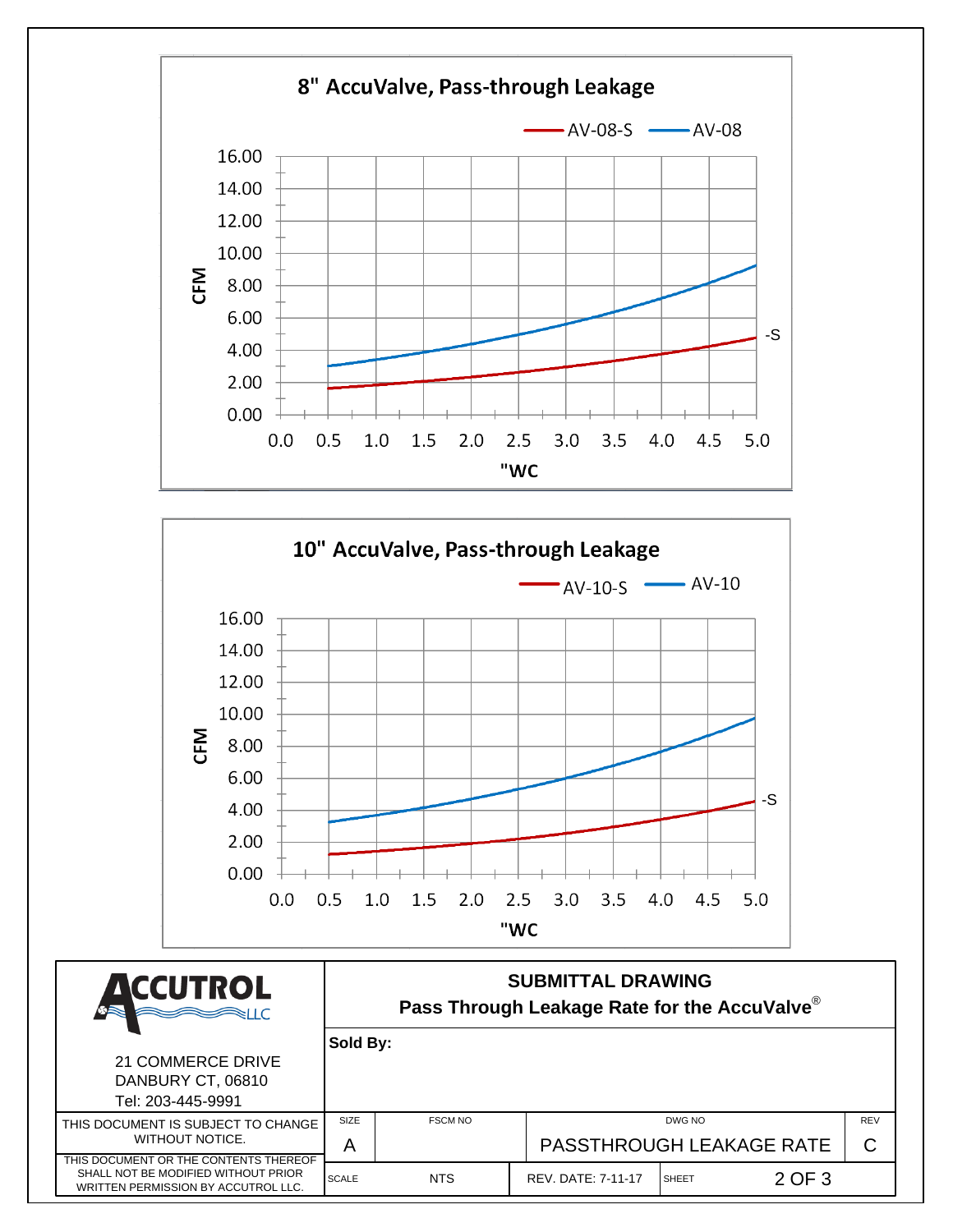## 8" AccuValve, Pass-through Leakage

AV-08-S — AV-08

CFM: 0.00, 2.00, 4.00, 6.00, 8.00, 10.00, 12.00, 14.00, 16.00

"WC: 0.0, 0.5, 1.0, 1.5, 2.0, 2.5, 3.0, 3.5, 4.0, 4.5, 5.0

-S

## 10" AccuValve, Pass-through Leakage

AV-10-S — AV-10

CFM: 0.00, 2.00, 4.00, 6.00, 8.00, 10.00, 12.00, 14.00, 16.00

"WC: 0.0, 0.5, 1.0, 1.5, 2.0, 2.5, 3.0, 3.5, 4.0, 4.5, 5.0

-S

---

**ACCUTROL LLC**

21 COMMERCE DRIVE
DANBURY CT, 06810
Tel: 203-445-9991

THIS DOCUMENT IS SUBJECT TO CHANGE WITHOUT NOTICE.

THIS DOCUMENT OR THE CONTENTS THEREOF SHALL NOT BE MODIFIED WITHOUT PRIOR WRITTEN PERMISSION BY ACCUTROL LLC.

**SUBMITTAL DRAWING**
**Pass Through Leakage Rate for the AccuValve®**

**Sold By:**

| SIZE | FSCM NO | DWG NO | REV |
|---|---|---|---|
| A | | PASSTHROUGH LEAKAGE RATE | C |

| SCALE | NTS | REV. DATE: 7-11-17 | SHEET | 2 OF 3 |
|---|---|---|---|---|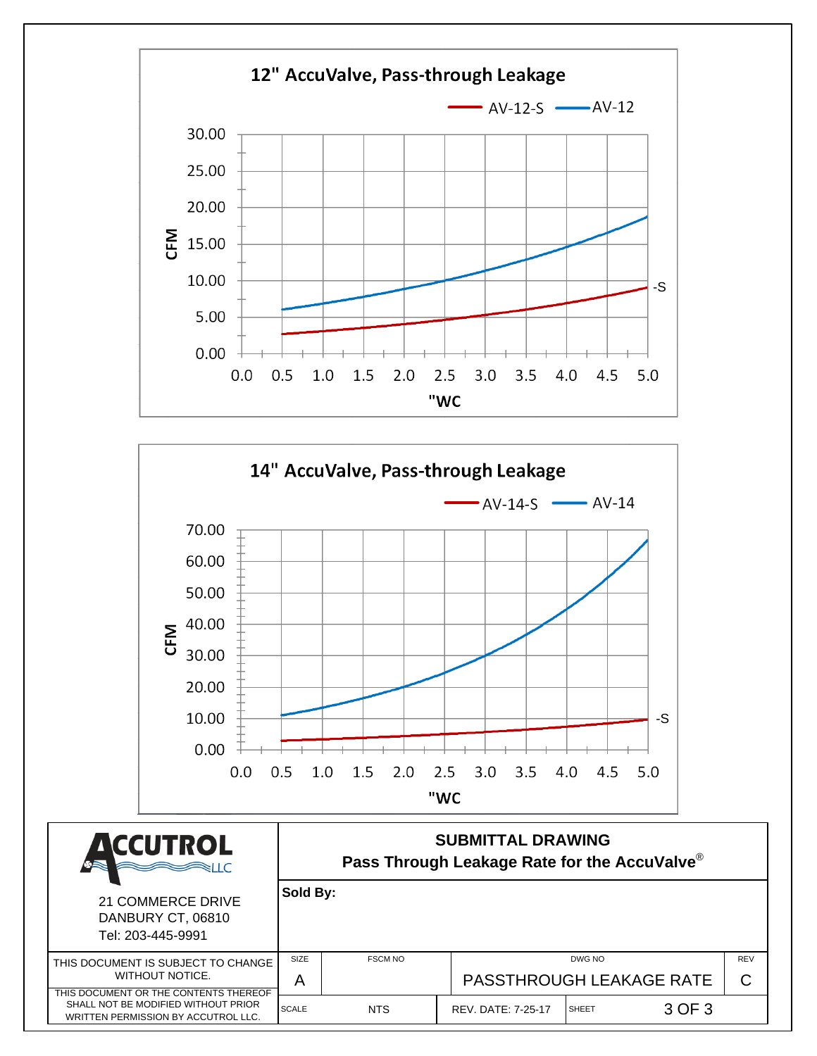12" AccuValve, Pass-through Leakage

AV-12-S
AV-12

CFM

30.00
25.00
20.00
15.00
10.00
5.00
0.00

0.0 0.5 1.0 1.5 2.0 2.5 3.0 3.5 4.0 4.5 5.0

"WC

-S

14" AccuValve, Pass-through Leakage

AV-14-S
AV-14

CFM

70.00
60.00
50.00
40.00
30.00
20.00
10.00
0.00

0.0 0.5 1.0 1.5 2.0 2.5 3.0 3.5 4.0 4.5 5.0

"WC

-S

**ACCUTROL LLC**

21 COMMERCE DRIVE
DANBURY CT, 06810
Tel: 203-445-9991

**SUBMITTAL DRAWING**
**Pass Through Leakage Rate for the AccuValve®**

**Sold By:**

THIS DOCUMENT IS SUBJECT TO CHANGE WITHOUT NOTICE.

THIS DOCUMENT OR THE CONTENTS THEREOF SHALL NOT BE MODIFIED WITHOUT PRIOR WRITTEN PERMISSION BY ACCUTROL LLC.

| SIZE | FSCM NO | DWG NO | | REV |
|---|---|---|---|---|
| A | | PASSTHROUGH LEAKAGE RATE | | C |
| SCALE | NTS | REV. DATE: 7-25-17 | SHEET | 3 OF 3 |